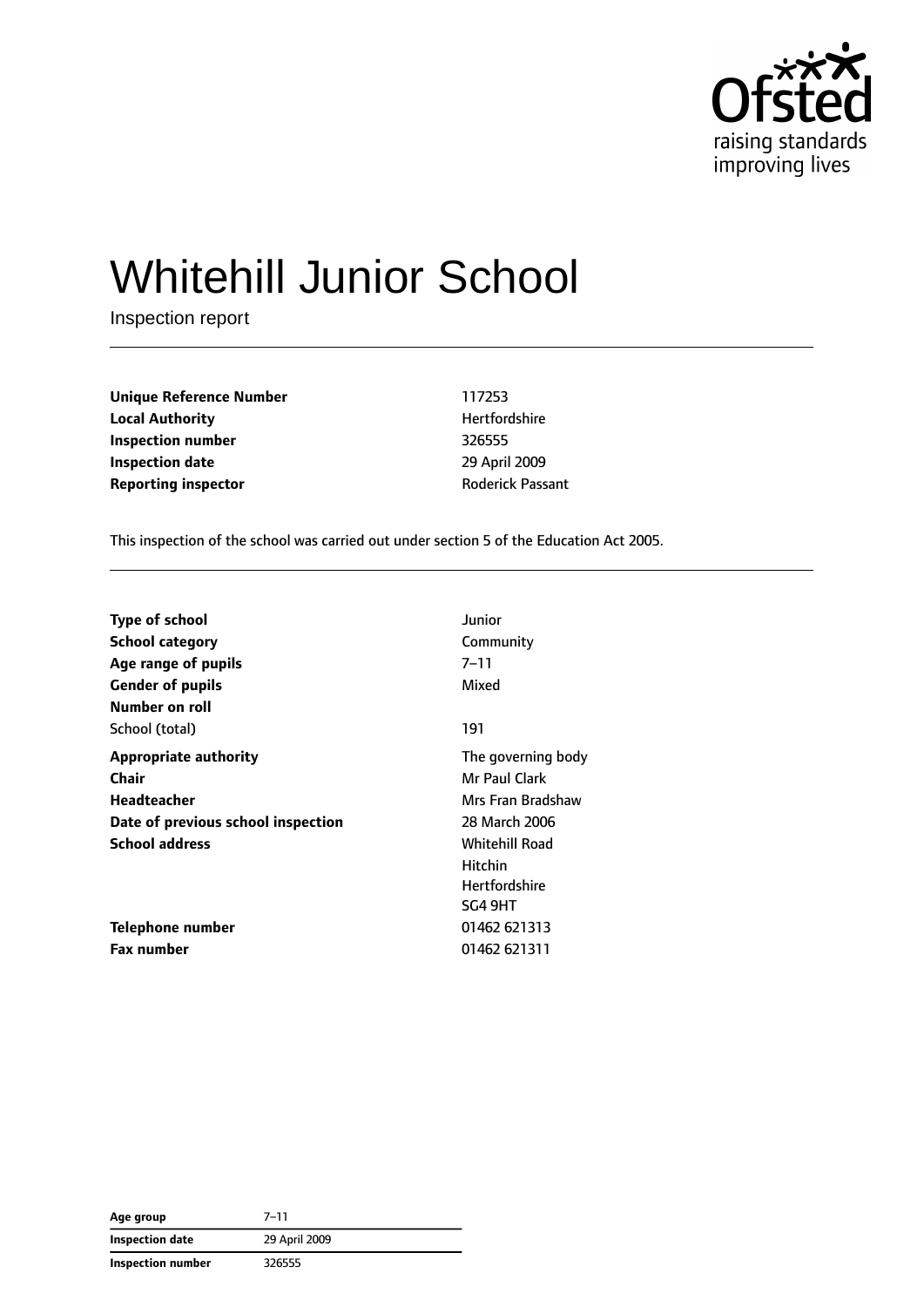Ofsted raising standards improving lives

# Whitehill Junior School

Inspection report

| | |
|---|---|
| **Unique Reference Number** | 117253 |
| **Local Authority** | Hertfordshire |
| **Inspection number** | 326555 |
| **Inspection date** | 29 April 2009 |
| **Reporting inspector** | Roderick Passant |

This inspection of the school was carried out under section 5 of the Education Act 2005.

| | |
|---|---|
| **Type of school** | Junior |
| **School category** | Community |
| **Age range of pupils** | 7–11 |
| **Gender of pupils** | Mixed |
| **Number on roll** | |
| School (total) | 191 |
| **Appropriate authority** | The governing body |
| **Chair** | Mr Paul Clark |
| **Headteacher** | Mrs Fran Bradshaw |
| **Date of previous school inspection** | 28 March 2006 |
| **School address** | Whitehill Road<br>Hitchin<br>Hertfordshire<br>SG4 9HT |
| **Telephone number** | 01462 621313 |
| **Fax number** | 01462 621311 |

| | |
|---|---|
| **Age group** | 7–11 |
| **Inspection date** | 29 April 2009 |
| **Inspection number** | 326555 |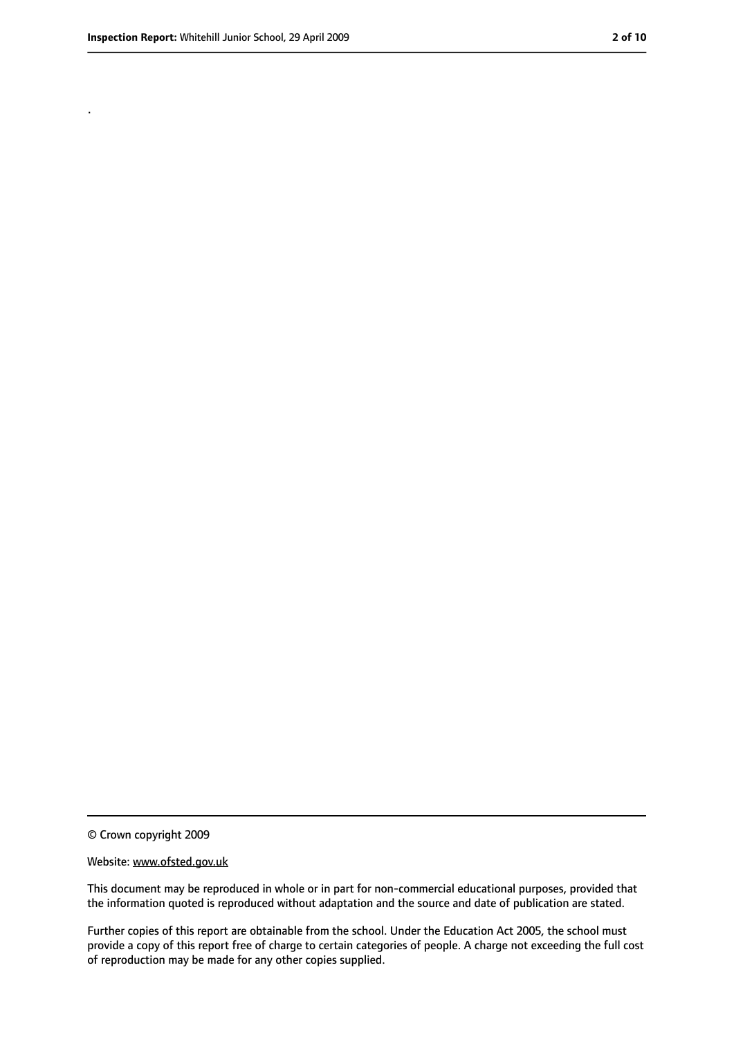.

© Crown copyright 2009

Website: www.ofsted.gov.uk

This document may be reproduced in whole or in part for non-commercial educational purposes, provided that the information quoted is reproduced without adaptation and the source and date of publication are stated.

Further copies of this report are obtainable from the school. Under the Education Act 2005, the school must provide a copy of this report free of charge to certain categories of people. A charge not exceeding the full cost of reproduction may be made for any other copies supplied.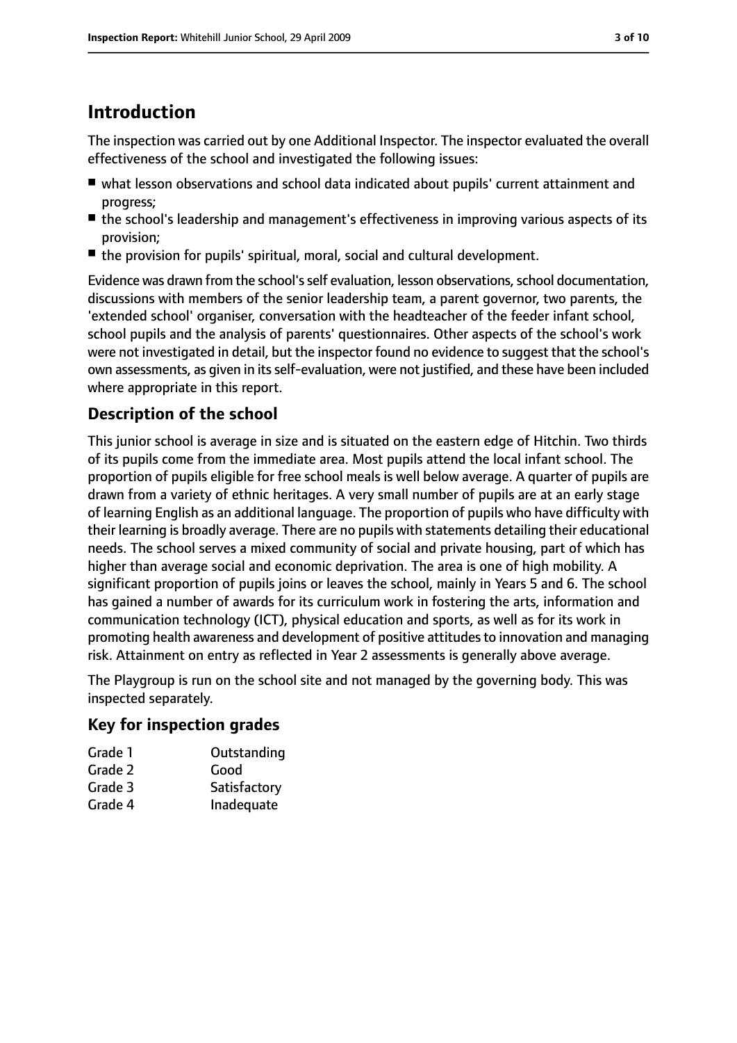## Introduction

The inspection was carried out by one Additional Inspector. The inspector evaluated the overall effectiveness of the school and investigated the following issues:

- what lesson observations and school data indicated about pupils' current attainment and progress;
- the school's leadership and management's effectiveness in improving various aspects of its provision;
- the provision for pupils' spiritual, moral, social and cultural development.

Evidence was drawn from the school's self evaluation, lesson observations, school documentation, discussions with members of the senior leadership team, a parent governor, two parents, the 'extended school' organiser, conversation with the headteacher of the feeder infant school, school pupils and the analysis of parents' questionnaires. Other aspects of the school's work were not investigated in detail, but the inspector found no evidence to suggest that the school's own assessments, as given in its self-evaluation, were not justified, and these have been included where appropriate in this report.

### Description of the school

This junior school is average in size and is situated on the eastern edge of Hitchin. Two thirds of its pupils come from the immediate area. Most pupils attend the local infant school. The proportion of pupils eligible for free school meals is well below average. A quarter of pupils are drawn from a variety of ethnic heritages. A very small number of pupils are at an early stage of learning English as an additional language. The proportion of pupils who have difficulty with their learning is broadly average. There are no pupils with statements detailing their educational needs. The school serves a mixed community of social and private housing, part of which has higher than average social and economic deprivation. The area is one of high mobility. A significant proportion of pupils joins or leaves the school, mainly in Years 5 and 6. The school has gained a number of awards for its curriculum work in fostering the arts, information and communication technology (ICT), physical education and sports, as well as for its work in promoting health awareness and development of positive attitudes to innovation and managing risk. Attainment on entry as reflected in Year 2 assessments is generally above average.

The Playgroup is run on the school site and not managed by the governing body. This was inspected separately.

### Key for inspection grades

| | |
|---|---|
| Grade 1 | Outstanding |
| Grade 2 | Good |
| Grade 3 | Satisfactory |
| Grade 4 | Inadequate |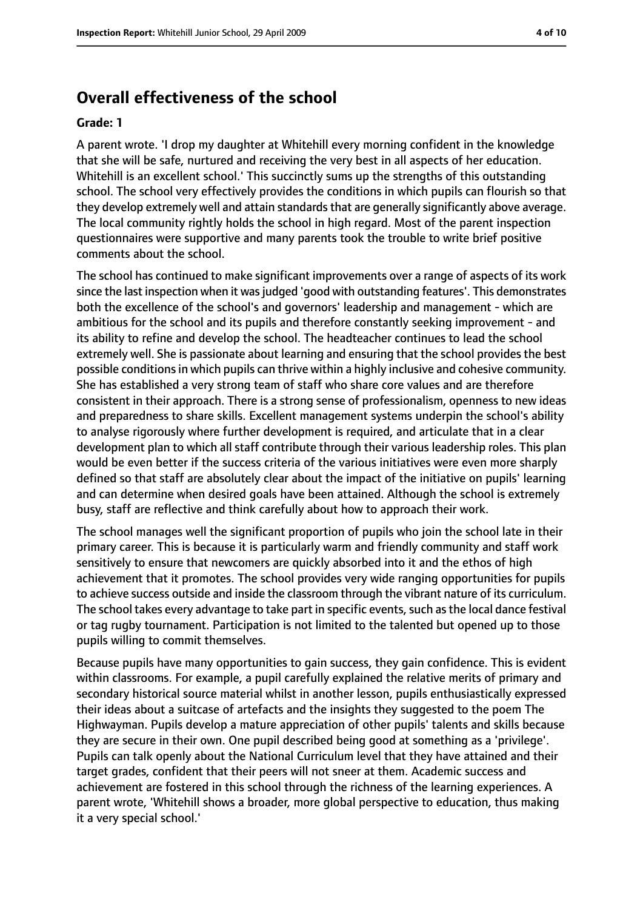## Overall effectiveness of the school

**Grade: 1**

A parent wrote. 'I drop my daughter at Whitehill every morning confident in the knowledge that she will be safe, nurtured and receiving the very best in all aspects of her education. Whitehill is an excellent school.' This succinctly sums up the strengths of this outstanding school. The school very effectively provides the conditions in which pupils can flourish so that they develop extremely well and attain standards that are generally significantly above average. The local community rightly holds the school in high regard. Most of the parent inspection questionnaires were supportive and many parents took the trouble to write brief positive comments about the school.

The school has continued to make significant improvements over a range of aspects of its work since the last inspection when it was judged 'good with outstanding features'. This demonstrates both the excellence of the school's and governors' leadership and management - which are ambitious for the school and its pupils and therefore constantly seeking improvement - and its ability to refine and develop the school. The headteacher continues to lead the school extremely well. She is passionate about learning and ensuring that the school provides the best possible conditions in which pupils can thrive within a highly inclusive and cohesive community. She has established a very strong team of staff who share core values and are therefore consistent in their approach. There is a strong sense of professionalism, openness to new ideas and preparedness to share skills. Excellent management systems underpin the school's ability to analyse rigorously where further development is required, and articulate that in a clear development plan to which all staff contribute through their various leadership roles. This plan would be even better if the success criteria of the various initiatives were even more sharply defined so that staff are absolutely clear about the impact of the initiative on pupils' learning and can determine when desired goals have been attained. Although the school is extremely busy, staff are reflective and think carefully about how to approach their work.

The school manages well the significant proportion of pupils who join the school late in their primary career. This is because it is particularly warm and friendly community and staff work sensitively to ensure that newcomers are quickly absorbed into it and the ethos of high achievement that it promotes. The school provides very wide ranging opportunities for pupils to achieve success outside and inside the classroom through the vibrant nature of its curriculum. The school takes every advantage to take part in specific events, such as the local dance festival or tag rugby tournament. Participation is not limited to the talented but opened up to those pupils willing to commit themselves.

Because pupils have many opportunities to gain success, they gain confidence. This is evident within classrooms. For example, a pupil carefully explained the relative merits of primary and secondary historical source material whilst in another lesson, pupils enthusiastically expressed their ideas about a suitcase of artefacts and the insights they suggested to the poem The Highwayman. Pupils develop a mature appreciation of other pupils' talents and skills because they are secure in their own. One pupil described being good at something as a 'privilege'. Pupils can talk openly about the National Curriculum level that they have attained and their target grades, confident that their peers will not sneer at them. Academic success and achievement are fostered in this school through the richness of the learning experiences. A parent wrote, 'Whitehill shows a broader, more global perspective to education, thus making it a very special school.'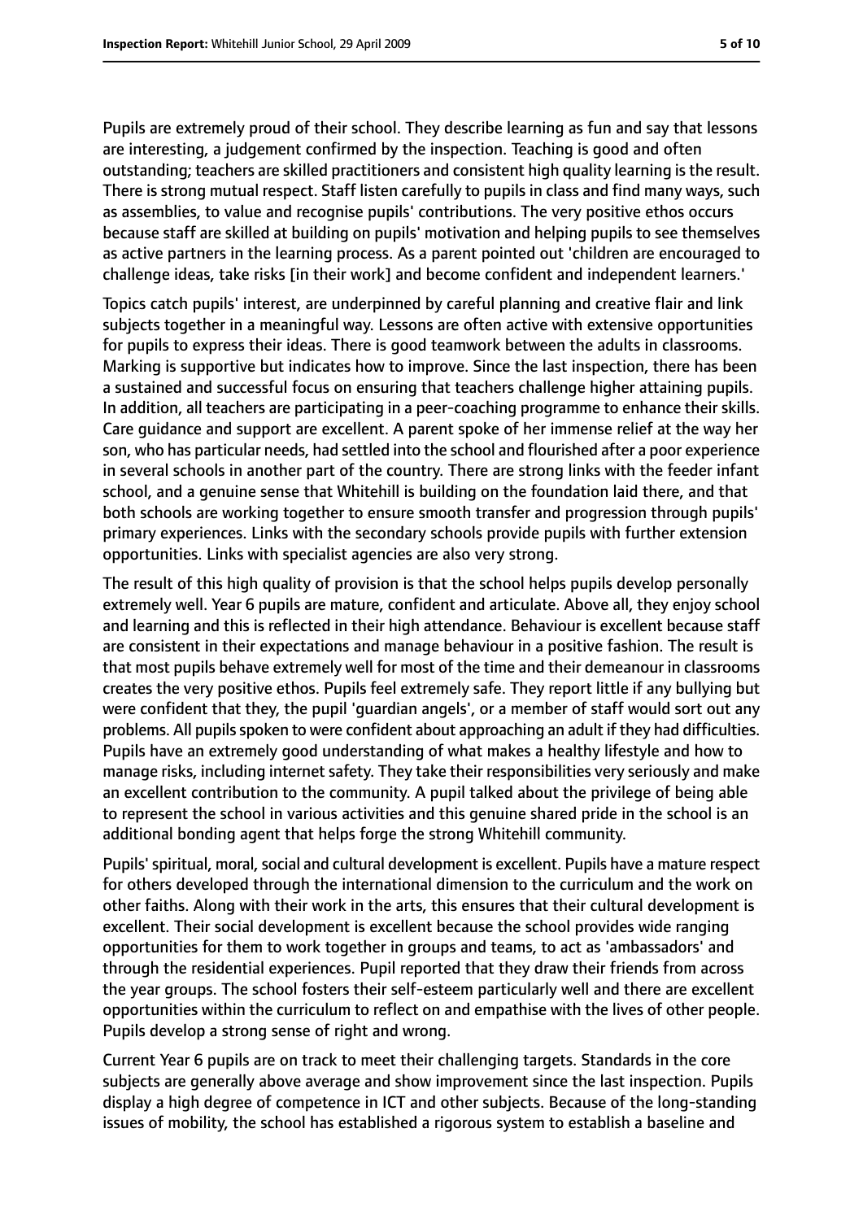Pupils are extremely proud of their school. They describe learning as fun and say that lessons are interesting, a judgement confirmed by the inspection. Teaching is good and often outstanding; teachers are skilled practitioners and consistent high quality learning is the result. There is strong mutual respect. Staff listen carefully to pupils in class and find many ways, such as assemblies, to value and recognise pupils' contributions. The very positive ethos occurs because staff are skilled at building on pupils' motivation and helping pupils to see themselves as active partners in the learning process. As a parent pointed out 'children are encouraged to challenge ideas, take risks [in their work] and become confident and independent learners.'

Topics catch pupils' interest, are underpinned by careful planning and creative flair and link subjects together in a meaningful way. Lessons are often active with extensive opportunities for pupils to express their ideas. There is good teamwork between the adults in classrooms. Marking is supportive but indicates how to improve. Since the last inspection, there has been a sustained and successful focus on ensuring that teachers challenge higher attaining pupils. In addition, all teachers are participating in a peer-coaching programme to enhance their skills. Care guidance and support are excellent. A parent spoke of her immense relief at the way her son, who has particular needs, had settled into the school and flourished after a poor experience in several schools in another part of the country. There are strong links with the feeder infant school, and a genuine sense that Whitehill is building on the foundation laid there, and that both schools are working together to ensure smooth transfer and progression through pupils' primary experiences. Links with the secondary schools provide pupils with further extension opportunities. Links with specialist agencies are also very strong.

The result of this high quality of provision is that the school helps pupils develop personally extremely well. Year 6 pupils are mature, confident and articulate. Above all, they enjoy school and learning and this is reflected in their high attendance. Behaviour is excellent because staff are consistent in their expectations and manage behaviour in a positive fashion. The result is that most pupils behave extremely well for most of the time and their demeanour in classrooms creates the very positive ethos. Pupils feel extremely safe. They report little if any bullying but were confident that they, the pupil 'guardian angels', or a member of staff would sort out any problems. All pupils spoken to were confident about approaching an adult if they had difficulties. Pupils have an extremely good understanding of what makes a healthy lifestyle and how to manage risks, including internet safety. They take their responsibilities very seriously and make an excellent contribution to the community. A pupil talked about the privilege of being able to represent the school in various activities and this genuine shared pride in the school is an additional bonding agent that helps forge the strong Whitehill community.

Pupils' spiritual, moral, social and cultural development is excellent. Pupils have a mature respect for others developed through the international dimension to the curriculum and the work on other faiths. Along with their work in the arts, this ensures that their cultural development is excellent. Their social development is excellent because the school provides wide ranging opportunities for them to work together in groups and teams, to act as 'ambassadors' and through the residential experiences. Pupil reported that they draw their friends from across the year groups. The school fosters their self-esteem particularly well and there are excellent opportunities within the curriculum to reflect on and empathise with the lives of other people. Pupils develop a strong sense of right and wrong.

Current Year 6 pupils are on track to meet their challenging targets. Standards in the core subjects are generally above average and show improvement since the last inspection. Pupils display a high degree of competence in ICT and other subjects. Because of the long-standing issues of mobility, the school has established a rigorous system to establish a baseline and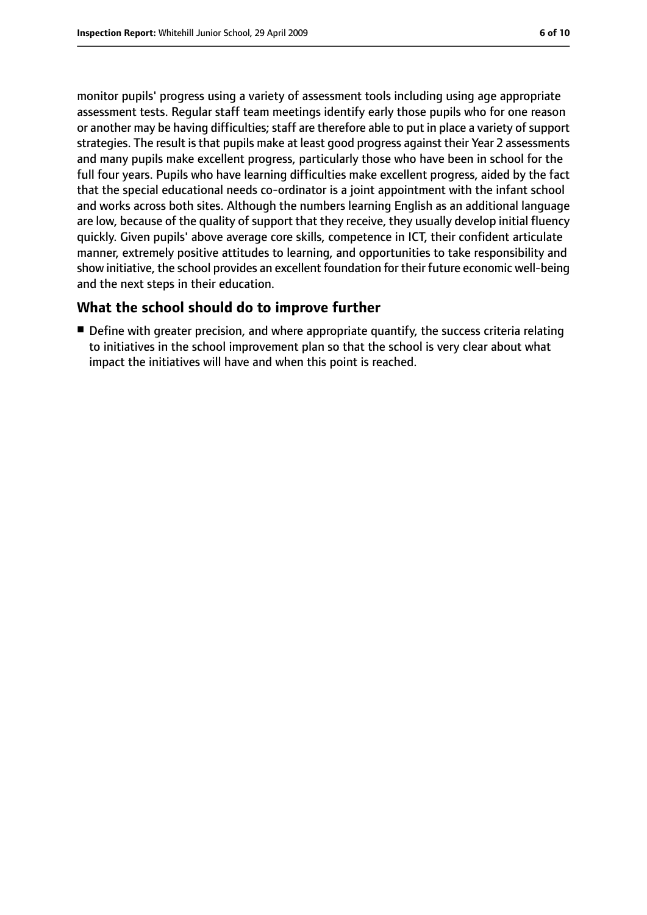monitor pupils' progress using a variety of assessment tools including using age appropriate assessment tests. Regular staff team meetings identify early those pupils who for one reason or another may be having difficulties; staff are therefore able to put in place a variety of support strategies. The result is that pupils make at least good progress against their Year 2 assessments and many pupils make excellent progress, particularly those who have been in school for the full four years. Pupils who have learning difficulties make excellent progress, aided by the fact that the special educational needs co-ordinator is a joint appointment with the infant school and works across both sites. Although the numbers learning English as an additional language are low, because of the quality of support that they receive, they usually develop initial fluency quickly. Given pupils' above average core skills, competence in ICT, their confident articulate manner, extremely positive attitudes to learning, and opportunities to take responsibility and show initiative, the school provides an excellent foundation for their future economic well-being and the next steps in their education.

## What the school should do to improve further

- Define with greater precision, and where appropriate quantify, the success criteria relating to initiatives in the school improvement plan so that the school is very clear about what impact the initiatives will have and when this point is reached.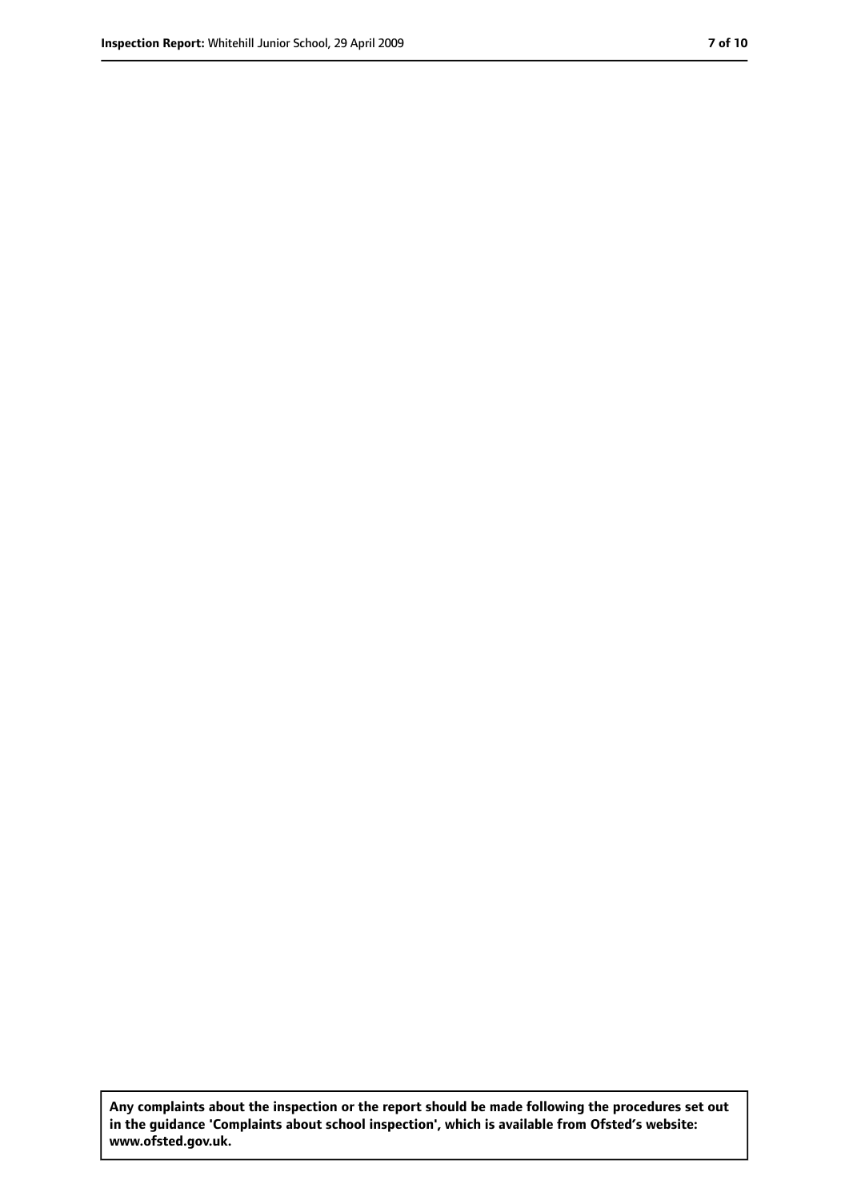**Any complaints about the inspection or the report should be made following the procedures set out in the guidance 'Complaints about school inspection', which is available from Ofsted's website: www.ofsted.gov.uk.**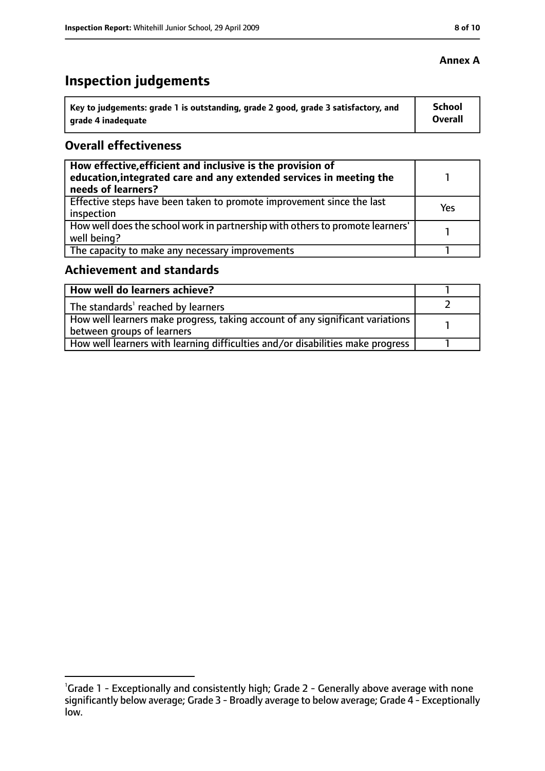**Annex A**

# Inspection judgements

| Key to judgements: grade 1 is outstanding, grade 2 good, grade 3 satisfactory, and grade 4 inadequate | School Overall |
|---|---|

## Overall effectiveness

| | |
|---|---|
| **How effective, efficient and inclusive is the provision of education, integrated care and any extended services in meeting the needs of learners?** | 1 |
| Effective steps have been taken to promote improvement since the last inspection | Yes |
| How well does the school work in partnership with others to promote learners' well being? | 1 |
| The capacity to make any necessary improvements | 1 |

## Achievement and standards

| | |
|---|---|
| **How well do learners achieve?** | 1 |
| The standards[1] reached by learners | 2 |
| How well learners make progress, taking account of any significant variations between groups of learners | 1 |
| How well learners with learning difficulties and/or disabilities make progress | 1 |

[1]Grade 1 - Exceptionally and consistently high; Grade 2 - Generally above average with none significantly below average; Grade 3 - Broadly average to below average; Grade 4 - Exceptionally low.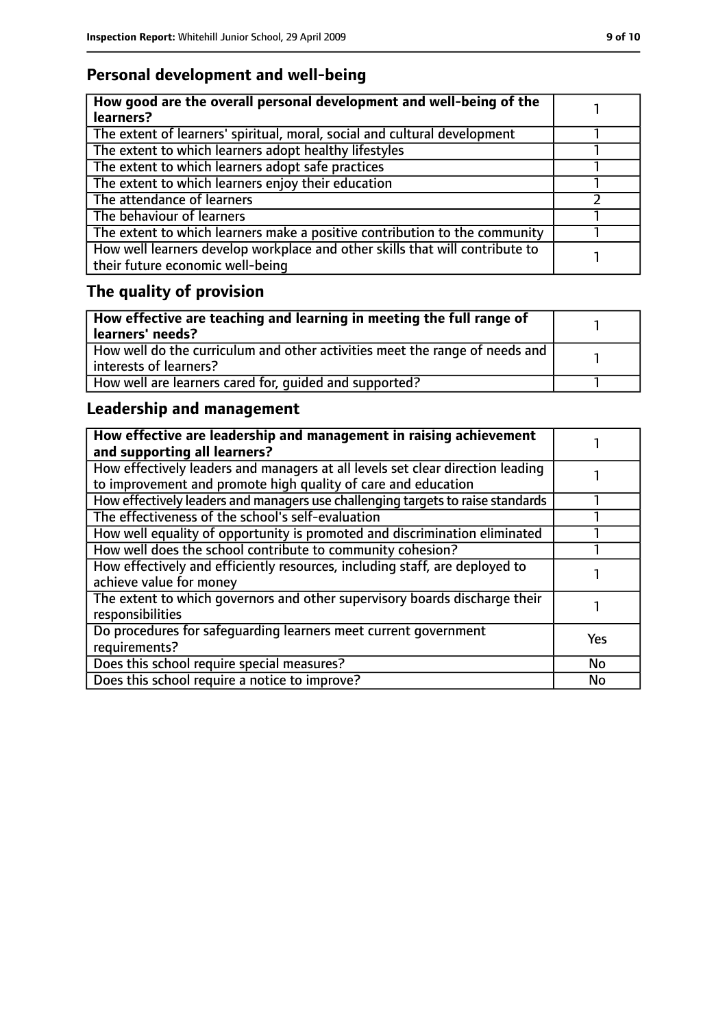## Personal development and well-being

| How good are the overall personal development and well-being of the learners? | 1 |
| --- | --- |
| The extent of learners' spiritual, moral, social and cultural development | 1 |
| The extent to which learners adopt healthy lifestyles | 1 |
| The extent to which learners adopt safe practices | 1 |
| The extent to which learners enjoy their education | 1 |
| The attendance of learners | 2 |
| The behaviour of learners | 1 |
| The extent to which learners make a positive contribution to the community | 1 |
| How well learners develop workplace and other skills that will contribute to their future economic well-being | 1 |

## The quality of provision

| How effective are teaching and learning in meeting the full range of learners' needs? | 1 |
| --- | --- |
| How well do the curriculum and other activities meet the range of needs and interests of learners? | 1 |
| How well are learners cared for, guided and supported? | 1 |

## Leadership and management

| How effective are leadership and management in raising achievement and supporting all learners? | 1 |
| --- | --- |
| How effectively leaders and managers at all levels set clear direction leading to improvement and promote high quality of care and education | 1 |
| How effectively leaders and managers use challenging targets to raise standards | 1 |
| The effectiveness of the school's self-evaluation | 1 |
| How well equality of opportunity is promoted and discrimination eliminated | 1 |
| How well does the school contribute to community cohesion? | 1 |
| How effectively and efficiently resources, including staff, are deployed to achieve value for money | 1 |
| The extent to which governors and other supervisory boards discharge their responsibilities | 1 |
| Do procedures for safeguarding learners meet current government requirements? | Yes |
| Does this school require special measures? | No |
| Does this school require a notice to improve? | No |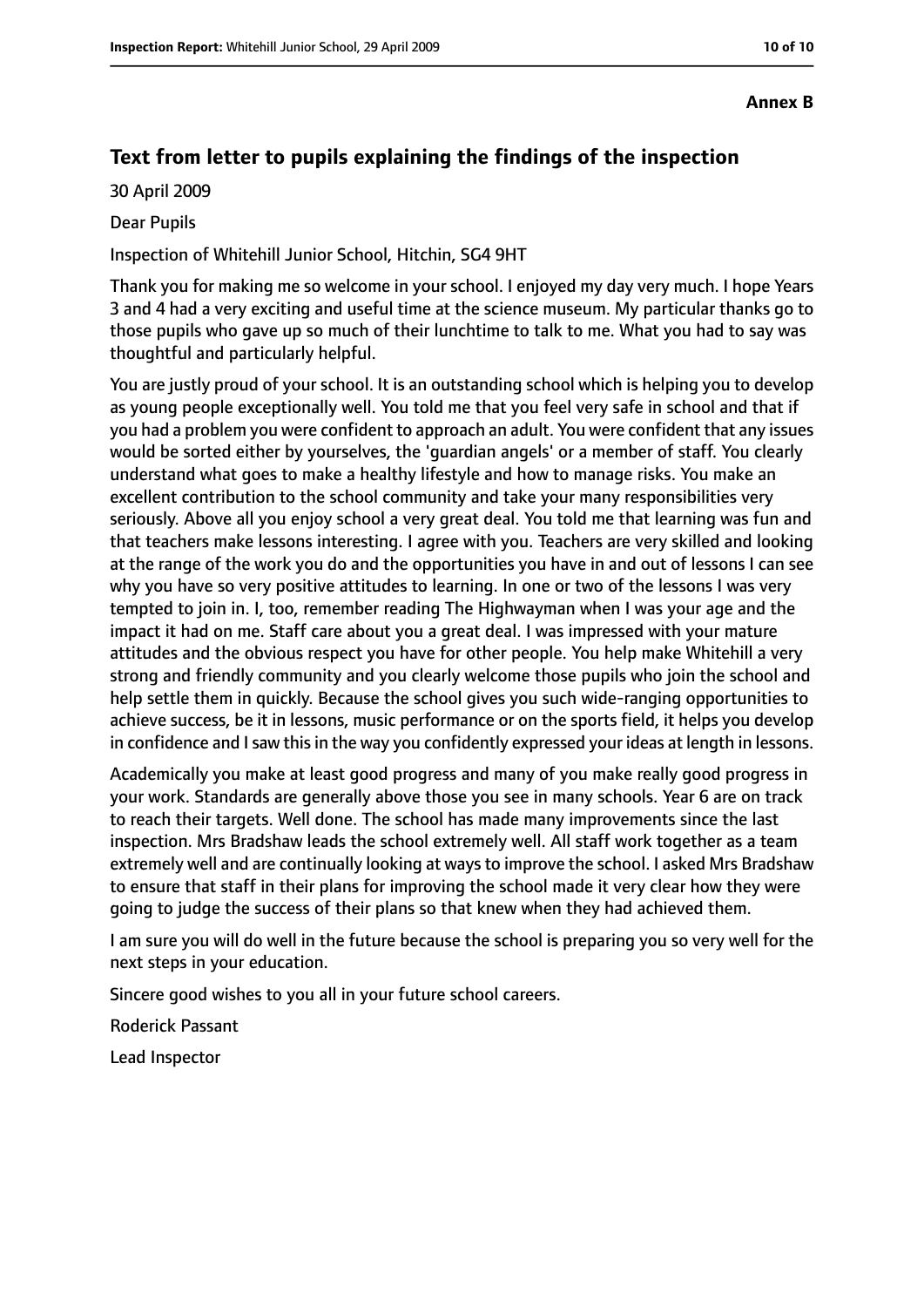**Annex B**

## Text from letter to pupils explaining the findings of the inspection

30 April 2009

Dear Pupils

Inspection of Whitehill Junior School, Hitchin, SG4 9HT

Thank you for making me so welcome in your school. I enjoyed my day very much. I hope Years 3 and 4 had a very exciting and useful time at the science museum. My particular thanks go to those pupils who gave up so much of their lunchtime to talk to me. What you had to say was thoughtful and particularly helpful.

You are justly proud of your school. It is an outstanding school which is helping you to develop as young people exceptionally well. You told me that you feel very safe in school and that if you had a problem you were confident to approach an adult. You were confident that any issues would be sorted either by yourselves, the 'guardian angels' or a member of staff. You clearly understand what goes to make a healthy lifestyle and how to manage risks. You make an excellent contribution to the school community and take your many responsibilities very seriously. Above all you enjoy school a very great deal. You told me that learning was fun and that teachers make lessons interesting. I agree with you. Teachers are very skilled and looking at the range of the work you do and the opportunities you have in and out of lessons I can see why you have so very positive attitudes to learning. In one or two of the lessons I was very tempted to join in. I, too, remember reading The Highwayman when I was your age and the impact it had on me. Staff care about you a great deal. I was impressed with your mature attitudes and the obvious respect you have for other people. You help make Whitehill a very strong and friendly community and you clearly welcome those pupils who join the school and help settle them in quickly. Because the school gives you such wide-ranging opportunities to achieve success, be it in lessons, music performance or on the sports field, it helps you develop in confidence and I saw this in the way you confidently expressed your ideas at length in lessons.

Academically you make at least good progress and many of you make really good progress in your work. Standards are generally above those you see in many schools. Year 6 are on track to reach their targets. Well done. The school has made many improvements since the last inspection. Mrs Bradshaw leads the school extremely well. All staff work together as a team extremely well and are continually looking at ways to improve the school. I asked Mrs Bradshaw to ensure that staff in their plans for improving the school made it very clear how they were going to judge the success of their plans so that knew when they had achieved them.

I am sure you will do well in the future because the school is preparing you so very well for the next steps in your education.

Sincere good wishes to you all in your future school careers.

Roderick Passant

Lead Inspector